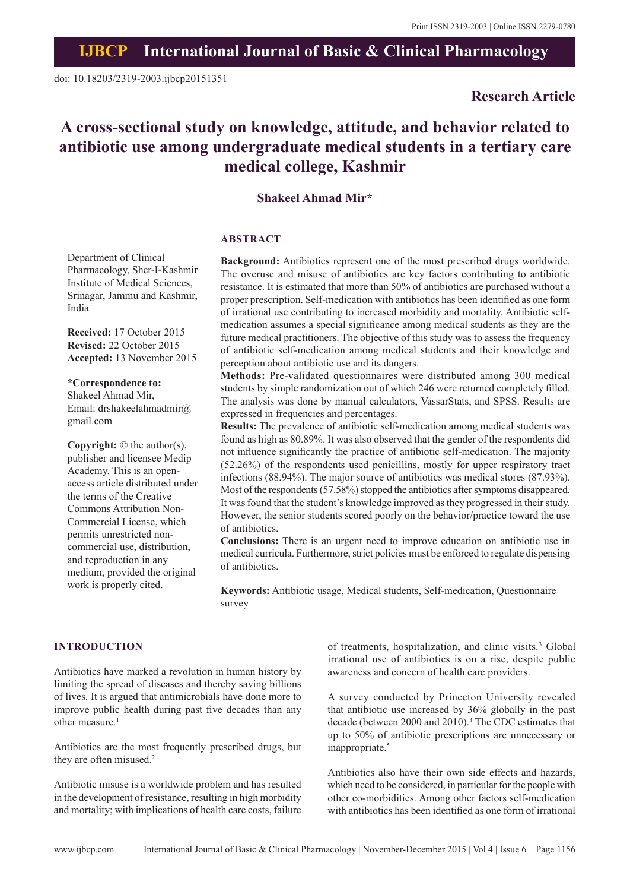doi: 10.18203/2319-2003.ijbcp20151351

**Research Article**

# A cross-sectional study on knowledge, attitude, and behavior related to antibiotic use among undergraduate medical students in a tertiary care medical college, Kashmir

**Shakeel Ahmad Mir***

Department of Clinical Pharmacology, Sher-I-Kashmir Institute of Medical Sciences, Srinagar, Jammu and Kashmir, India

**Received:** 17 October 2015
**Revised:** 22 October 2015
**Accepted:** 13 November 2015

**\*Correspondence to:**
Shakeel Ahmad Mir,
Email: drshakeelahmadmir@gmail.com

**Copyright:** © the author(s), publisher and licensee Medip Academy. This is an open-access article distributed under the terms of the Creative Commons Attribution Non-Commercial License, which permits unrestricted non-commercial use, distribution, and reproduction in any medium, provided the original work is properly cited.

## ABSTRACT

**Background:** Antibiotics represent one of the most prescribed drugs worldwide. The overuse and misuse of antibiotics are key factors contributing to antibiotic resistance. It is estimated that more than 50% of antibiotics are purchased without a proper prescription. Self-medication with antibiotics has been identified as one form of irrational use contributing to increased morbidity and mortality. Antibiotic self-medication assumes a special significance among medical students as they are the future medical practitioners. The objective of this study was to assess the frequency of antibiotic self-medication among medical students and their knowledge and perception about antibiotic use and its dangers.

**Methods:** Pre-validated questionnaires were distributed among 300 medical students by simple randomization out of which 246 were returned completely filled. The analysis was done by manual calculators, VassarStats, and SPSS. Results are expressed in frequencies and percentages.

**Results:** The prevalence of antibiotic self-medication among medical students was found as high as 80.89%. It was also observed that the gender of the respondents did not influence significantly the practice of antibiotic self-medication. The majority (52.26%) of the respondents used penicillins, mostly for upper respiratory tract infections (88.94%). The major source of antibiotics was medical stores (87.93%). Most of the respondents (57.58%) stopped the antibiotics after symptoms disappeared. It was found that the student's knowledge improved as they progressed in their study. However, the senior students scored poorly on the behavior/practice toward the use of antibiotics.

**Conclusions:** There is an urgent need to improve education on antibiotic use in medical curricula. Furthermore, strict policies must be enforced to regulate dispensing of antibiotics.

**Keywords:** Antibiotic usage, Medical students, Self-medication, Questionnaire survey

## INTRODUCTION

Antibiotics have marked a revolution in human history by limiting the spread of diseases and thereby saving billions of lives. It is argued that antimicrobials have done more to improve public health during past five decades than any other measure.[1]

Antibiotics are the most frequently prescribed drugs, but they are often misused.[2]

Antibiotic misuse is a worldwide problem and has resulted in the development of resistance, resulting in high morbidity and mortality; with implications of health care costs, failure of treatments, hospitalization, and clinic visits.[3] Global irrational use of antibiotics is on a rise, despite public awareness and concern of health care providers.

A survey conducted by Princeton University revealed that antibiotic use increased by 36% globally in the past decade (between 2000 and 2010).[4] The CDC estimates that up to 50% of antibiotic prescriptions are unnecessary or inappropriate.[5]

Antibiotics also have their own side effects and hazards, which need to be considered, in particular for the people with other co-morbidities. Among other factors self-medication with antibiotics has been identified as one form of irrational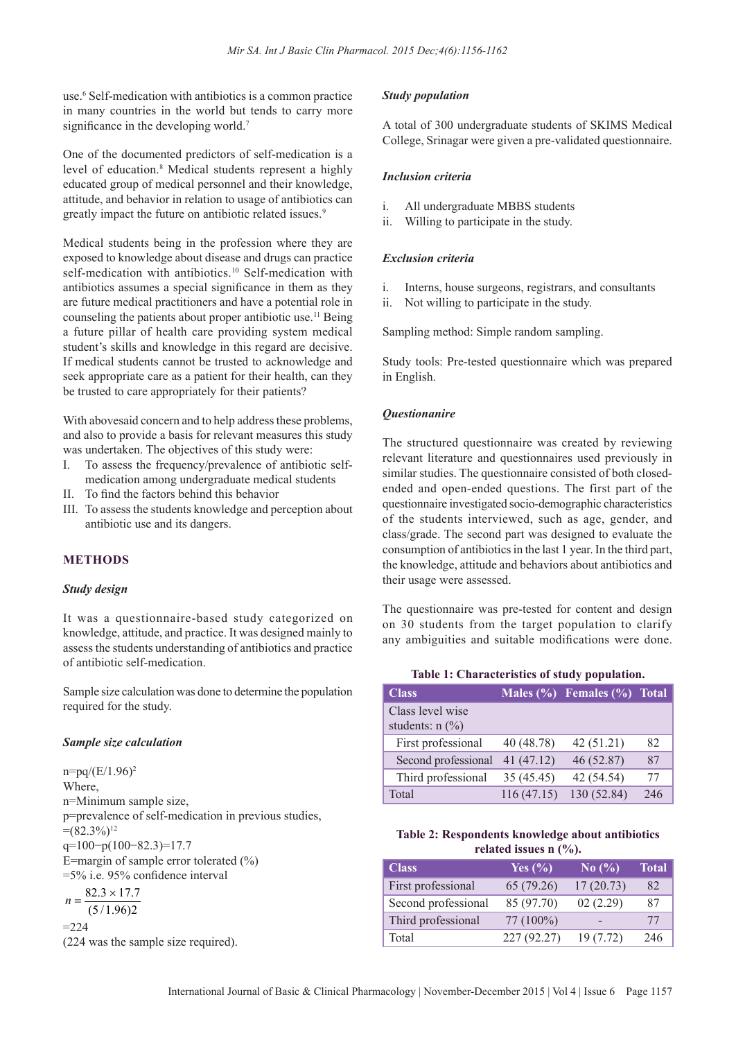use.[6] Self-medication with antibiotics is a common practice in many countries in the world but tends to carry more significance in the developing world.[7]

One of the documented predictors of self-medication is a level of education.[8] Medical students represent a highly educated group of medical personnel and their knowledge, attitude, and behavior in relation to usage of antibiotics can greatly impact the future on antibiotic related issues.[9]

Medical students being in the profession where they are exposed to knowledge about disease and drugs can practice self-medication with antibiotics.[10] Self-medication with antibiotics assumes a special significance in them as they are future medical practitioners and have a potential role in counseling the patients about proper antibiotic use.[11] Being a future pillar of health care providing system medical student's skills and knowledge in this regard are decisive. If medical students cannot be trusted to acknowledge and seek appropriate care as a patient for their health, can they be trusted to care appropriately for their patients?

With abovesaid concern and to help address these problems, and also to provide a basis for relevant measures this study was undertaken. The objectives of this study were:

I. To assess the frequency/prevalence of antibiotic self-medication among undergraduate medical students
II. To find the factors behind this behavior
III. To assess the students knowledge and perception about antibiotic use and its dangers.

## METHODS

### Study design

It was a questionnaire-based study categorized on knowledge, attitude, and practice. It was designed mainly to assess the students understanding of antibiotics and practice of antibiotic self-medication.

Sample size calculation was done to determine the population required for the study.

### Sample size calculation

$n=pq/(E/1.96)^2$

Where,

n=Minimum sample size,

p=prevalence of self-medication in previous studies, =(82.3%)[12]

q=100−p(100−82.3)=17.7

E=margin of sample error tolerated (%) =5% i.e. 95% confidence interval

$$n = \frac{82.3 \times 17.7}{(5/1.96)2}$$

=224

(224 was the sample size required).

### Study population

A total of 300 undergraduate students of SKIMS Medical College, Srinagar were given a pre-validated questionnaire.

### Inclusion criteria

i. All undergraduate MBBS students
ii. Willing to participate in the study.

### Exclusion criteria

i. Interns, house surgeons, registrars, and consultants
ii. Not willing to participate in the study.

Sampling method: Simple random sampling.

Study tools: Pre-tested questionnaire which was prepared in English.

### Questionanire

The structured questionnaire was created by reviewing relevant literature and questionnaires used previously in similar studies. The questionnaire consisted of both closed-ended and open-ended questions. The first part of the questionnaire investigated socio-demographic characteristics of the students interviewed, such as age, gender, and class/grade. The second part was designed to evaluate the consumption of antibiotics in the last 1 year. In the third part, the knowledge, attitude and behaviors about antibiotics and their usage were assessed.

The questionnaire was pre-tested for content and design on 30 students from the target population to clarify any ambiguities and suitable modifications were done.

**Table 1: Characteristics of study population.**

| Class | Males (%) | Females (%) | Total |
|---|---|---|---|
| Class level wise students: n (%) | | | |
| First professional | 40 (48.78) | 42 (51.21) | 82 |
| Second professional | 41 (47.12) | 46 (52.87) | 87 |
| Third professional | 35 (45.45) | 42 (54.54) | 77 |
| Total | 116 (47.15) | 130 (52.84) | 246 |

**Table 2: Respondents knowledge about antibiotics related issues n (%).**

| Class | Yes (%) | No (%) | Total |
|---|---|---|---|
| First professional | 65 (79.26) | 17 (20.73) | 82 |
| Second professional | 85 (97.70) | 02 (2.29) | 87 |
| Third professional | 77 (100%) | - | 77 |
| Total | 227 (92.27) | 19 (7.72) | 246 |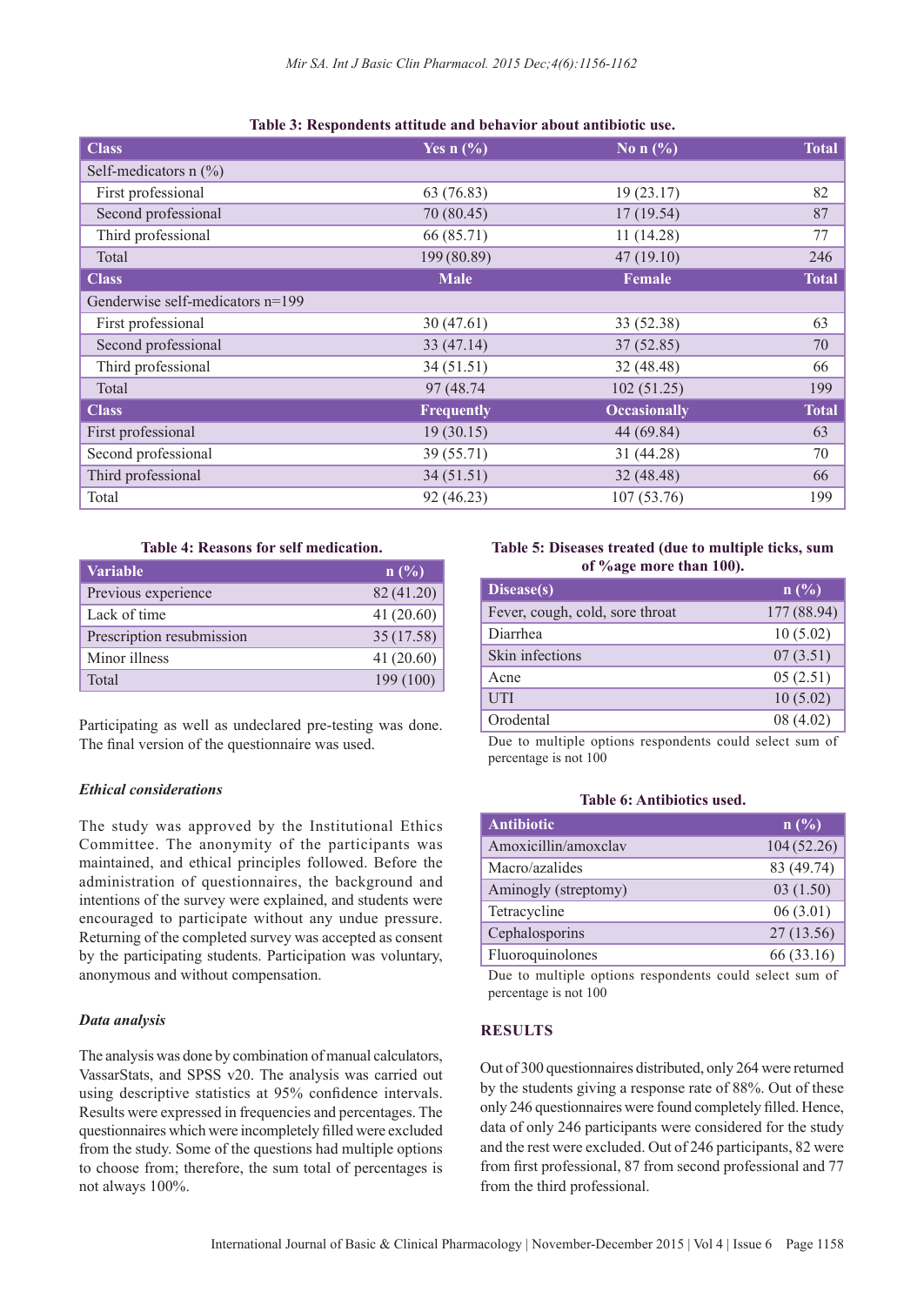**Table 3: Respondents attitude and behavior about antibiotic use.**

| Class | Yes n (%) | No n (%) | Total |
|---|---|---|---|
| Self-medicators n (%) | | | |
| First professional | 63 (76.83) | 19 (23.17) | 82 |
| Second professional | 70 (80.45) | 17 (19.54) | 87 |
| Third professional | 66 (85.71) | 11 (14.28) | 77 |
| Total | 199 (80.89) | 47 (19.10) | 246 |
| **Class** | **Male** | **Female** | **Total** |
| Genderwise self-medicators n=199 | | | |
| First professional | 30 (47.61) | 33 (52.38) | 63 |
| Second professional | 33 (47.14) | 37 (52.85) | 70 |
| Third professional | 34 (51.51) | 32 (48.48) | 66 |
| Total | 97 (48.74 | 102 (51.25) | 199 |
| **Class** | **Frequently** | **Occasionally** | **Total** |
| First professional | 19 (30.15) | 44 (69.84) | 63 |
| Second professional | 39 (55.71) | 31 (44.28) | 70 |
| Third professional | 34 (51.51) | 32 (48.48) | 66 |
| Total | 92 (46.23) | 107 (53.76) | 199 |

**Table 4: Reasons for self medication.**

| Variable | n (%) |
|---|---|
| Previous experience | 82 (41.20) |
| Lack of time | 41 (20.60) |
| Prescription resubmission | 35 (17.58) |
| Minor illness | 41 (20.60) |
| Total | 199 (100) |

Participating as well as undeclared pre-testing was done. The final version of the questionnaire was used.

### *Ethical considerations*

The study was approved by the Institutional Ethics Committee. The anonymity of the participants was maintained, and ethical principles followed. Before the administration of questionnaires, the background and intentions of the survey were explained, and students were encouraged to participate without any undue pressure. Returning of the completed survey was accepted as consent by the participating students. Participation was voluntary, anonymous and without compensation.

### *Data analysis*

The analysis was done by combination of manual calculators, VassarStats, and SPSS v20. The analysis was carried out using descriptive statistics at 95% confidence intervals. Results were expressed in frequencies and percentages. The questionnaires which were incompletely filled were excluded from the study. Some of the questions had multiple options to choose from; therefore, the sum total of percentages is not always 100%.

**Table 5: Diseases treated (due to multiple ticks, sum of %age more than 100).**

| Disease(s) | n (%) |
|---|---|
| Fever, cough, cold, sore throat | 177 (88.94) |
| Diarrhea | 10 (5.02) |
| Skin infections | 07 (3.51) |
| Acne | 05 (2.51) |
| UTI | 10 (5.02) |
| Orodental | 08 (4.02) |

Due to multiple options respondents could select sum of percentage is not 100

**Table 6: Antibiotics used.**

| Antibiotic | n (%) |
|---|---|
| Amoxicillin/amoxclav | 104 (52.26) |
| Macro/azalides | 83 (49.74) |
| Aminogly (streptomy) | 03 (1.50) |
| Tetracycline | 06 (3.01) |
| Cephalosporins | 27 (13.56) |
| Fluoroquinolones | 66 (33.16) |

Due to multiple options respondents could select sum of percentage is not 100

## RESULTS

Out of 300 questionnaires distributed, only 264 were returned by the students giving a response rate of 88%. Out of these only 246 questionnaires were found completely filled. Hence, data of only 246 participants were considered for the study and the rest were excluded. Out of 246 participants, 82 were from first professional, 87 from second professional and 77 from the third professional.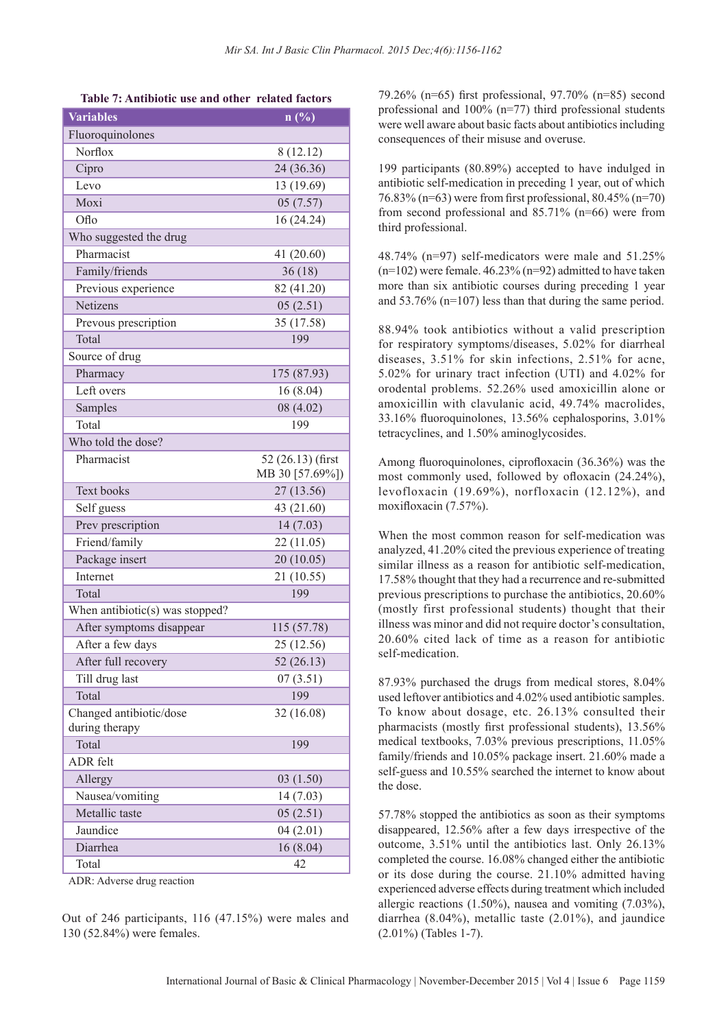**Table 7: Antibiotic use and other related factors**

| Variables | n (%) |
|---|---|
| Fluoroquinolones | |
| Norflox | 8 (12.12) |
| Cipro | 24 (36.36) |
| Levo | 13 (19.69) |
| Moxi | 05 (7.57) |
| Oflo | 16 (24.24) |
| Who suggested the drug | |
| Pharmacist | 41 (20.60) |
| Family/friends | 36 (18) |
| Previous experience | 82 (41.20) |
| Netizens | 05 (2.51) |
| Prevous prescription | 35 (17.58) |
| Total | 199 |
| Source of drug | |
| Pharmacy | 175 (87.93) |
| Left overs | 16 (8.04) |
| Samples | 08 (4.02) |
| Total | 199 |
| Who told the dose? | |
| Pharmacist | 52 (26.13) (first MB 30 [57.69%]) |
| Text books | 27 (13.56) |
| Self guess | 43 (21.60) |
| Prev prescription | 14 (7.03) |
| Friend/family | 22 (11.05) |
| Package insert | 20 (10.05) |
| Internet | 21 (10.55) |
| Total | 199 |
| When antibiotic(s) was stopped? | |
| After symptoms disappear | 115 (57.78) |
| After a few days | 25 (12.56) |
| After full recovery | 52 (26.13) |
| Till drug last | 07 (3.51) |
| Total | 199 |
| Changed antibiotic/dose during therapy | 32 (16.08) |
| Total | 199 |
| ADR felt | |
| Allergy | 03 (1.50) |
| Nausea/vomiting | 14 (7.03) |
| Metallic taste | 05 (2.51) |
| Jaundice | 04 (2.01) |
| Diarrhea | 16 (8.04) |
| Total | 42 |

ADR: Adverse drug reaction

Out of 246 participants, 116 (47.15%) were males and 130 (52.84%) were females.

79.26% (n=65) first professional, 97.70% (n=85) second professional and 100% (n=77) third professional students were well aware about basic facts about antibiotics including consequences of their misuse and overuse.

199 participants (80.89%) accepted to have indulged in antibiotic self-medication in preceding 1 year, out of which 76.83% (n=63) were from first professional, 80.45% (n=70) from second professional and 85.71% (n=66) were from third professional.

48.74% (n=97) self-medicators were male and 51.25% (n=102) were female. 46.23% (n=92) admitted to have taken more than six antibiotic courses during preceding 1 year and 53.76% (n=107) less than that during the same period.

88.94% took antibiotics without a valid prescription for respiratory symptoms/diseases, 5.02% for diarrheal diseases, 3.51% for skin infections, 2.51% for acne, 5.02% for urinary tract infection (UTI) and 4.02% for orodental problems. 52.26% used amoxicillin alone or amoxicillin with clavulanic acid, 49.74% macrolides, 33.16% fluoroquinolones, 13.56% cephalosporins, 3.01% tetracyclines, and 1.50% aminoglycosides.

Among fluoroquinolones, ciprofloxacin (36.36%) was the most commonly used, followed by ofloxacin (24.24%), levofloxacin (19.69%), norfloxacin (12.12%), and moxifloxacin (7.57%).

When the most common reason for self-medication was analyzed, 41.20% cited the previous experience of treating similar illness as a reason for antibiotic self-medication, 17.58% thought that they had a recurrence and re-submitted previous prescriptions to purchase the antibiotics, 20.60% (mostly first professional students) thought that their illness was minor and did not require doctor's consultation, 20.60% cited lack of time as a reason for antibiotic self-medication.

87.93% purchased the drugs from medical stores, 8.04% used leftover antibiotics and 4.02% used antibiotic samples. To know about dosage, etc. 26.13% consulted their pharmacists (mostly first professional students), 13.56% medical textbooks, 7.03% previous prescriptions, 11.05% family/friends and 10.05% package insert. 21.60% made a self-guess and 10.55% searched the internet to know about the dose.

57.78% stopped the antibiotics as soon as their symptoms disappeared, 12.56% after a few days irrespective of the outcome, 3.51% until the antibiotics last. Only 26.13% completed the course. 16.08% changed either the antibiotic or its dose during the course. 21.10% admitted having experienced adverse effects during treatment which included allergic reactions (1.50%), nausea and vomiting (7.03%), diarrhea (8.04%), metallic taste (2.01%), and jaundice (2.01%) (Tables 1-7).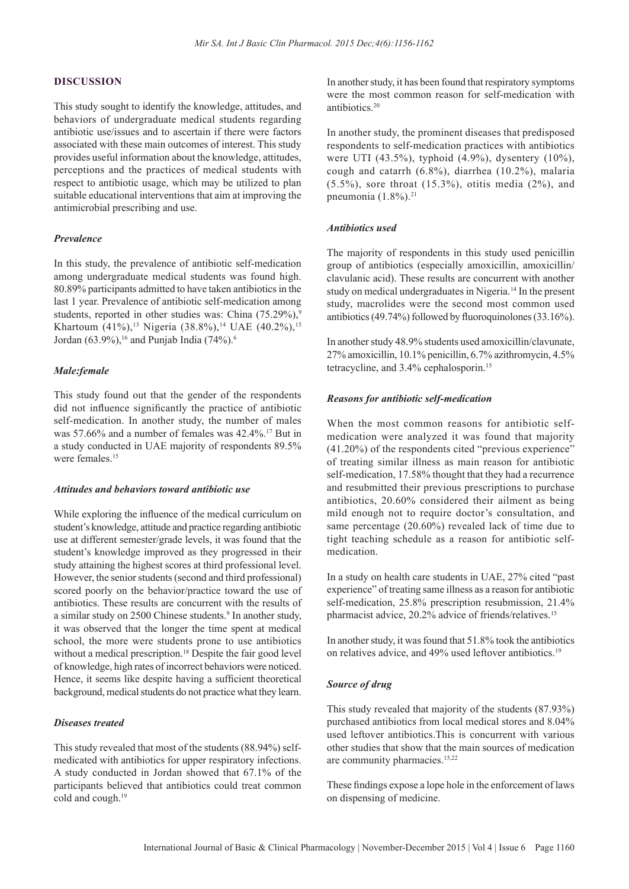## DISCUSSION

This study sought to identify the knowledge, attitudes, and behaviors of undergraduate medical students regarding antibiotic use/issues and to ascertain if there were factors associated with these main outcomes of interest. This study provides useful information about the knowledge, attitudes, perceptions and the practices of medical students with respect to antibiotic usage, which may be utilized to plan suitable educational interventions that aim at improving the antimicrobial prescribing and use.

### *Prevalence*

In this study, the prevalence of antibiotic self-medication among undergraduate medical students was found high. 80.89% participants admitted to have taken antibiotics in the last 1 year. Prevalence of antibiotic self-medication among students, reported in other studies was: China (75.29%),[9] Khartoum (41%),[13] Nigeria (38.8%),[14] UAE (40.2%),[15] Jordan (63.9%),[16] and Punjab India (74%).[6]

### *Male:female*

This study found out that the gender of the respondents did not influence significantly the practice of antibiotic self-medication. In another study, the number of males was 57.66% and a number of females was 42.4%.[17] But in a study conducted in UAE majority of respondents 89.5% were females.[15]

### *Attitudes and behaviors toward antibiotic use*

While exploring the influence of the medical curriculum on student's knowledge, attitude and practice regarding antibiotic use at different semester/grade levels, it was found that the student's knowledge improved as they progressed in their study attaining the highest scores at third professional level. However, the senior students (second and third professional) scored poorly on the behavior/practice toward the use of antibiotics. These results are concurrent with the results of a similar study on 2500 Chinese students.[9] In another study, it was observed that the longer the time spent at medical school, the more were students prone to use antibiotics without a medical prescription.[18] Despite the fair good level of knowledge, high rates of incorrect behaviors were noticed. Hence, it seems like despite having a sufficient theoretical background, medical students do not practice what they learn.

### *Diseases treated*

This study revealed that most of the students (88.94%) self-medicated with antibiotics for upper respiratory infections. A study conducted in Jordan showed that 67.1% of the participants believed that antibiotics could treat common cold and cough.[19]

In another study, it has been found that respiratory symptoms were the most common reason for self-medication with antibiotics.[20]

In another study, the prominent diseases that predisposed respondents to self-medication practices with antibiotics were UTI (43.5%), typhoid (4.9%), dysentery (10%), cough and catarrh (6.8%), diarrhea (10.2%), malaria (5.5%), sore throat (15.3%), otitis media (2%), and pneumonia (1.8%).[21]

### *Antibiotics used*

The majority of respondents in this study used penicillin group of antibiotics (especially amoxicillin, amoxicillin/clavulanic acid). These results are concurrent with another study on medical undergraduates in Nigeria.[14] In the present study, macrolides were the second most common used antibiotics (49.74%) followed by fluoroquinolones (33.16%).

In another study 48.9% students used amoxicillin/clavunate, 27% amoxicillin, 10.1% penicillin, 6.7% azithromycin, 4.5% tetracycline, and 3.4% cephalosporin.[15]

### *Reasons for antibiotic self-medication*

When the most common reasons for antibiotic self-medication were analyzed it was found that majority (41.20%) of the respondents cited "previous experience" of treating similar illness as main reason for antibiotic self-medication, 17.58% thought that they had a recurrence and resubmitted their previous prescriptions to purchase antibiotics, 20.60% considered their ailment as being mild enough not to require doctor's consultation, and same percentage (20.60%) revealed lack of time due to tight teaching schedule as a reason for antibiotic self-medication.

In a study on health care students in UAE, 27% cited "past experience" of treating same illness as a reason for antibiotic self-medication, 25.8% prescription resubmission, 21.4% pharmacist advice, 20.2% advice of friends/relatives.[15]

In another study, it was found that 51.8% took the antibiotics on relatives advice, and 49% used leftover antibiotics.[19]

### *Source of drug*

This study revealed that majority of the students (87.93%) purchased antibiotics from local medical stores and 8.04% used leftover antibiotics.This is concurrent with various other studies that show that the main sources of medication are community pharmacies.[15,22]

These findings expose a lope hole in the enforcement of laws on dispensing of medicine.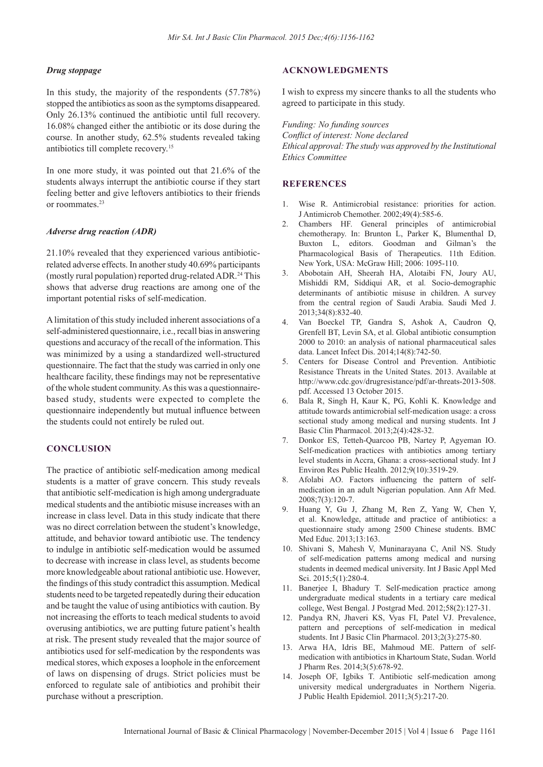### *Drug stoppage*

In this study, the majority of the respondents (57.78%) stopped the antibiotics as soon as the symptoms disappeared. Only 26.13% continued the antibiotic until full recovery. 16.08% changed either the antibiotic or its dose during the course. In another study, 62.5% students revealed taking antibiotics till complete recovery.[15]

In one more study, it was pointed out that 21.6% of the students always interrupt the antibiotic course if they start feeling better and give leftovers antibiotics to their friends or roommates.[23]

### *Adverse drug reaction (ADR)*

21.10% revealed that they experienced various antibiotic-related adverse effects. In another study 40.69% participants (mostly rural population) reported drug-related ADR.[24] This shows that adverse drug reactions are among one of the important potential risks of self-medication.

A limitation of this study included inherent associations of a self-administered questionnaire, i.e., recall bias in answering questions and accuracy of the recall of the information. This was minimized by a using a standardized well-structured questionnaire. The fact that the study was carried in only one healthcare facility, these findings may not be representative of the whole student community. As this was a questionnaire-based study, students were expected to complete the questionnaire independently but mutual influence between the students could not entirely be ruled out.

## CONCLUSION

The practice of antibiotic self-medication among medical students is a matter of grave concern. This study reveals that antibiotic self-medication is high among undergraduate medical students and the antibiotic misuse increases with an increase in class level. Data in this study indicate that there was no direct correlation between the student's knowledge, attitude, and behavior toward antibiotic use. The tendency to indulge in antibiotic self-medication would be assumed to decrease with increase in class level, as students become more knowledgeable about rational antibiotic use. However, the findings of this study contradict this assumption. Medical students need to be targeted repeatedly during their education and be taught the value of using antibiotics with caution. By not increasing the efforts to teach medical students to avoid overusing antibiotics, we are putting future patient's health at risk. The present study revealed that the major source of antibiotics used for self-medication by the respondents was medical stores, which exposes a loophole in the enforcement of laws on dispensing of drugs. Strict policies must be enforced to regulate sale of antibiotics and prohibit their purchase without a prescription.

## ACKNOWLEDGMENTS

I wish to express my sincere thanks to all the students who agreed to participate in this study.

*Funding: No funding sources*
*Conflict of interest: None declared*
*Ethical approval: The study was approved by the Institutional Ethics Committee*

## REFERENCES

1. Wise R. Antimicrobial resistance: priorities for action. J Antimicrob Chemother. 2002;49(4):585-6.
2. Chambers HF. General principles of antimicrobial chemotherapy. In: Brunton L, Parker K, Blumenthal D, Buxton L, editors. Goodman and Gilman's the Pharmacological Basis of Therapeutics. 11th Edition. New York, USA: McGraw Hill; 2006: 1095-110.
3. Abobotain AH, Sheerah HA, Alotaibi FN, Joury AU, Mishiddi RM, Siddiqui AR, et al. Socio-demographic determinants of antibiotic misuse in children. A survey from the central region of Saudi Arabia. Saudi Med J. 2013;34(8):832-40.
4. Van Boeckel TP, Gandra S, Ashok A, Caudron Q, Grenfell BT, Levin SA, et al. Global antibiotic consumption 2000 to 2010: an analysis of national pharmaceutical sales data. Lancet Infect Dis. 2014;14(8):742-50.
5. Centers for Disease Control and Prevention. Antibiotic Resistance Threats in the United States. 2013. Available at http://www.cdc.gov/drugresistance/pdf/ar-threats-2013-508.pdf. Accessed 13 October 2015.
6. Bala R, Singh H, Kaur K, PG, Kohli K. Knowledge and attitude towards antimicrobial self-medication usage: a cross sectional study among medical and nursing students. Int J Basic Clin Pharmacol. 2013;2(4):428-32.
7. Donkor ES, Tetteh-Quarcoo PB, Nartey P, Agyeman IO. Self-medication practices with antibiotics among tertiary level students in Accra, Ghana: a cross-sectional study. Int J Environ Res Public Health. 2012;9(10):3519-29.
8. Afolabi AO. Factors influencing the pattern of self-medication in an adult Nigerian population. Ann Afr Med. 2008;7(3):120-7.
9. Huang Y, Gu J, Zhang M, Ren Z, Yang W, Chen Y, et al. Knowledge, attitude and practice of antibiotics: a questionnaire study among 2500 Chinese students. BMC Med Educ. 2013;13:163.
10. Shivani S, Mahesh V, Muninarayana C, Anil NS. Study of self-medication patterns among medical and nursing students in deemed medical university. Int J Basic Appl Med Sci. 2015;5(1):280-4.
11. Banerjee I, Bhadury T. Self-medication practice among undergraduate medical students in a tertiary care medical college, West Bengal. J Postgrad Med. 2012;58(2):127-31.
12. Pandya RN, Jhaveri KS, Vyas FI, Patel VJ. Prevalence, pattern and perceptions of self-medication in medical students. Int J Basic Clin Pharmacol. 2013;2(3):275-80.
13. Arwa HA, Idris BE, Mahmoud ME. Pattern of self-medication with antibiotics in Khartoum State, Sudan. World J Pharm Res. 2014;3(5):678-92.
14. Joseph OF, Igbiks T. Antibiotic self-medication among university medical undergraduates in Northern Nigeria. J Public Health Epidemiol. 2011;3(5):217-20.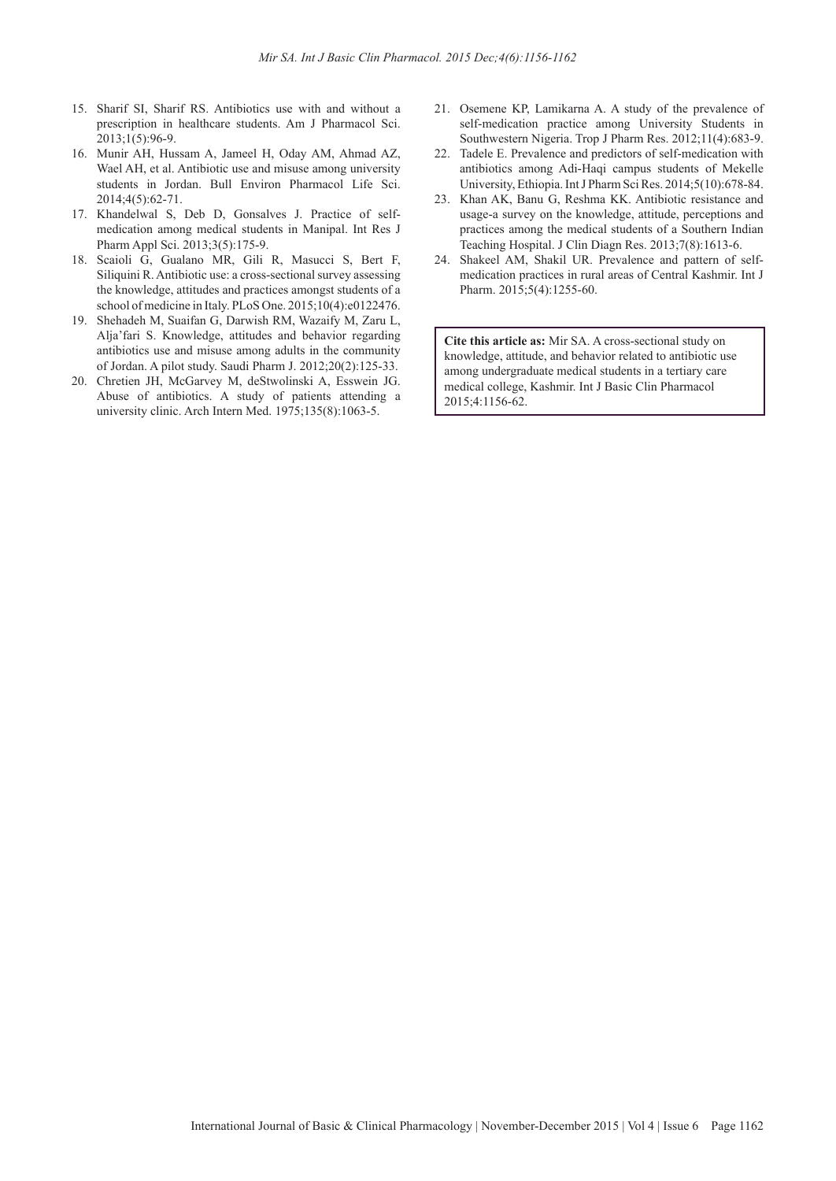15. Sharif SI, Sharif RS. Antibiotics use with and without a prescription in healthcare students. Am J Pharmacol Sci. 2013;1(5):96-9.
16. Munir AH, Hussam A, Jameel H, Oday AM, Ahmad AZ, Wael AH, et al. Antibiotic use and misuse among university students in Jordan. Bull Environ Pharmacol Life Sci. 2014;4(5):62-71.
17. Khandelwal S, Deb D, Gonsalves J. Practice of self-medication among medical students in Manipal. Int Res J Pharm Appl Sci. 2013;3(5):175-9.
18. Scaioli G, Gualano MR, Gili R, Masucci S, Bert F, Siliquini R. Antibiotic use: a cross-sectional survey assessing the knowledge, attitudes and practices amongst students of a school of medicine in Italy. PLoS One. 2015;10(4):e0122476.
19. Shehadeh M, Suaifan G, Darwish RM, Wazaify M, Zaru L, Alja'fari S. Knowledge, attitudes and behavior regarding antibiotics use and misuse among adults in the community of Jordan. A pilot study. Saudi Pharm J. 2012;20(2):125-33.
20. Chretien JH, McGarvey M, deStwolinski A, Esswein JG. Abuse of antibiotics. A study of patients attending a university clinic. Arch Intern Med. 1975;135(8):1063-5.
21. Osemene KP, Lamikarna A. A study of the prevalence of self-medication practice among University Students in Southwestern Nigeria. Trop J Pharm Res. 2012;11(4):683-9.
22. Tadele E. Prevalence and predictors of self-medication with antibiotics among Adi-Haqi campus students of Mekelle University, Ethiopia. Int J Pharm Sci Res. 2014;5(10):678-84.
23. Khan AK, Banu G, Reshma KK. Antibiotic resistance and usage-a survey on the knowledge, attitude, perceptions and practices among the medical students of a Southern Indian Teaching Hospital. J Clin Diagn Res. 2013;7(8):1613-6.
24. Shakeel AM, Shakil UR. Prevalence and pattern of self-medication practices in rural areas of Central Kashmir. Int J Pharm. 2015;5(4):1255-60.

**Cite this article as:** Mir SA. A cross-sectional study on knowledge, attitude, and behavior related to antibiotic use among undergraduate medical students in a tertiary care medical college, Kashmir. Int J Basic Clin Pharmacol 2015;4:1156-62.